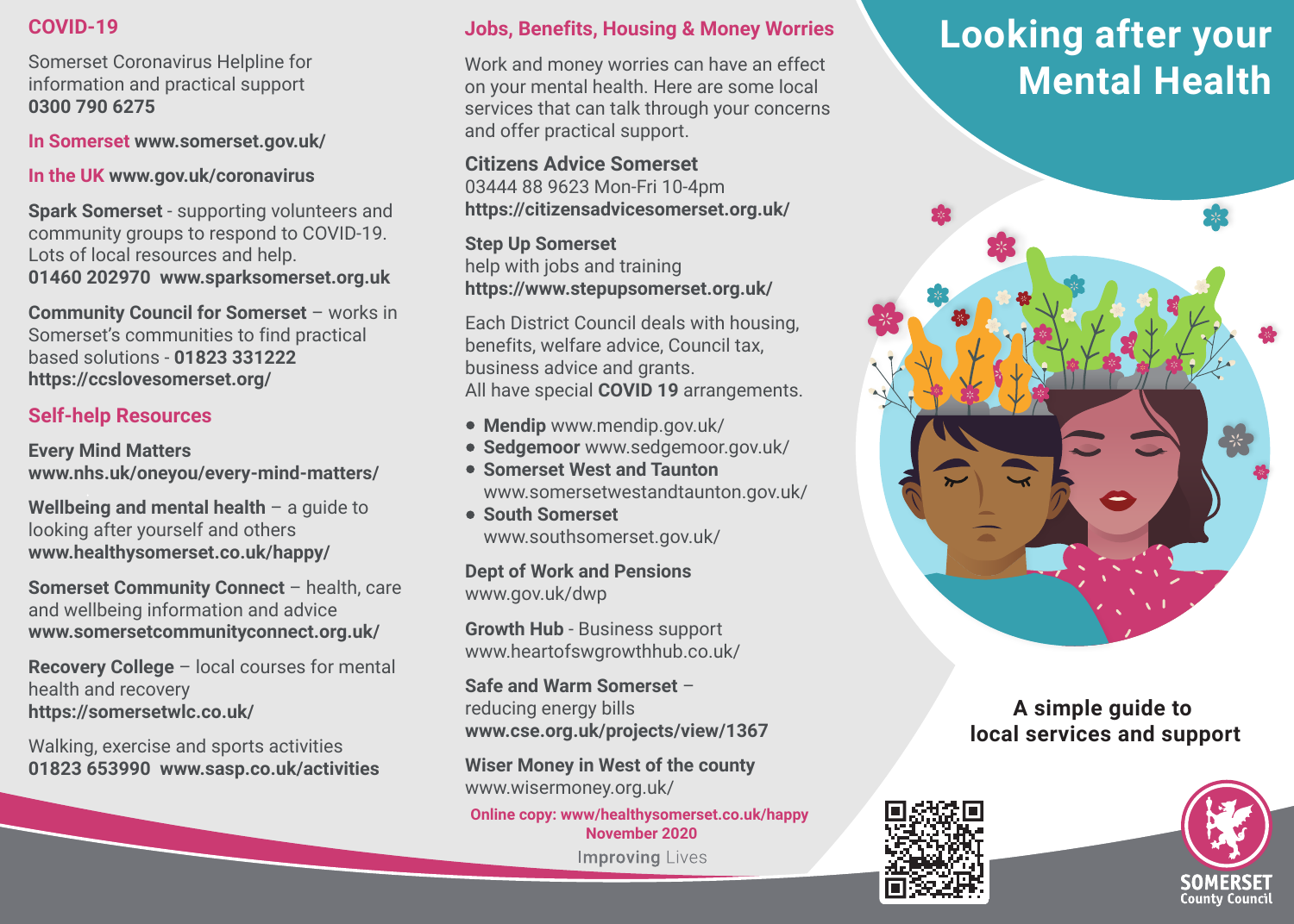# Looking after your Mental Health

**A simple guide to local services and support**

## COVID-19

Somerset Coronavirus Helpline for information and practical support
**0300 790 6275**

In Somerset **www.somerset.gov.uk/**

In the UK **www.gov.uk/coronavirus**

**Spark Somerset** - supporting volunteers and community groups to respond to COVID-19. Lots of local resources and help.
**01460 202970 www.sparksomerset.org.uk**

**Community Council for Somerset** – works in Somerset's communities to find practical based solutions - **01823 331222**
**https://ccslovesomerset.org/**

## Self-help Resources

**Every Mind Matters**
**www.nhs.uk/oneyou/every-mind-matters/**

**Wellbeing and mental health** – a guide to looking after yourself and others
**www.healthysomerset.co.uk/happy/**

**Somerset Community Connect** – health, care and wellbeing information and advice
**www.somersetcommunityconnect.org.uk/**

**Recovery College** – local courses for mental health and recovery
**https://somersetwlc.co.uk/**

Walking, exercise and sports activities
**01823 653990 www.sasp.co.uk/activities**

## Jobs, Benefits, Housing & Money Worries

Work and money worries can have an effect on your mental health. Here are some local services that can talk through your concerns and offer practical support.

**Citizens Advice Somerset**
03444 88 9623 Mon-Fri 10-4pm
**https://citizensadvicesomerset.org.uk/**

**Step Up Somerset**
help with jobs and training
**https://www.stepupsomerset.org.uk/**

Each District Council deals with housing, benefits, welfare advice, Council tax, business advice and grants.
All have special **COVID 19** arrangements.

- **Mendip** www.mendip.gov.uk/
- **Sedgemoor** www.sedgemoor.gov.uk/
- **Somerset West and Taunton** www.somersetwestandtaunton.gov.uk/
- **South Somerset** www.southsomerset.gov.uk/

**Dept of Work and Pensions**
www.gov.uk/dwp

**Growth Hub** - Business support
www.heartofswgrowthhub.co.uk/

**Safe and Warm Somerset** –
reducing energy bills
**www.cse.org.uk/projects/view/1367**

**Wiser Money in West of the county**
www.wisermoney.org.uk/

**Online copy: www/healthysomerset.co.uk/happy**
**November 2020**

Improving Lives

SOMERSET County Council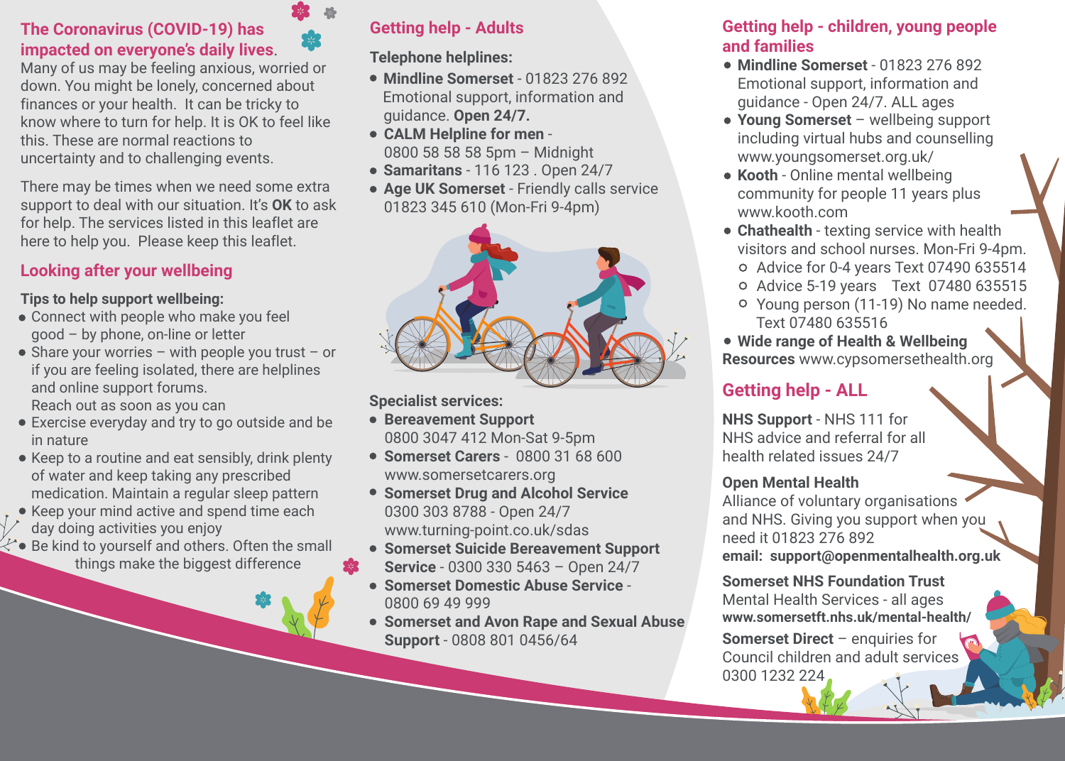## The Coronavirus (COVID-19) has impacted on everyone's daily lives.

Many of us may be feeling anxious, worried or down. You might be lonely, concerned about finances or your health. It can be tricky to know where to turn for help. It is OK to feel like this. These are normal reactions to uncertainty and to challenging events.

There may be times when we need some extra support to deal with our situation. It's **OK** to ask for help. The services listed in this leaflet are here to help you. Please keep this leaflet.

## Looking after your wellbeing

**Tips to help support wellbeing:**

- Connect with people who make you feel good – by phone, on-line or letter
- Share your worries – with people you trust – or if you are feeling isolated, there are helplines and online support forums.
  Reach out as soon as you can
- Exercise everyday and try to go outside and be in nature
- Keep to a routine and eat sensibly, drink plenty of water and keep taking any prescribed medication. Maintain a regular sleep pattern
- Keep your mind active and spend time each day doing activities you enjoy
- Be kind to yourself and others. Often the small things make the biggest difference

## Getting help - Adults

**Telephone helplines:**

- **Mindline Somerset** - 01823 276 892
  Emotional support, information and guidance. **Open 24/7.**
- **CALM Helpline for men** - 0800 58 58 58 5pm – Midnight
- **Samaritans** - 116 123 . Open 24/7
- **Age UK Somerset** - Friendly calls service 01823 345 610 (Mon-Fri 9-4pm)

**Specialist services:**

- **Bereavement Support** 0800 3047 412 Mon-Sat 9-5pm
- **Somerset Carers** - 0800 31 68 600 www.somersetcarers.org
- **Somerset Drug and Alcohol Service** 0300 303 8788 - Open 24/7 www.turning-point.co.uk/sdas
- **Somerset Suicide Bereavement Support Service** - 0300 330 5463 – Open 24/7
- **Somerset Domestic Abuse Service** - 0800 69 49 999
- **Somerset and Avon Rape and Sexual Abuse Support** - 0808 801 0456/64

## Getting help - children, young people and families

- **Mindline Somerset** - 01823 276 892
  Emotional support, information and guidance - Open 24/7. ALL ages
- **Young Somerset** – wellbeing support including virtual hubs and counselling www.youngsomerset.org.uk/
- **Kooth** - Online mental wellbeing community for people 11 years plus www.kooth.com
- **Chathealth** - texting service with health visitors and school nurses. Mon-Fri 9-4pm.
  - Advice for 0-4 years Text 07490 635514
  - Advice 5-19 years Text 07480 635515
  - Young person (11-19) No name needed. Text 07480 635516
- **Wide range of Health & Wellbeing Resources** www.cypsomersethealth.org

## Getting help - ALL

**NHS Support** - NHS 111 for NHS advice and referral for all health related issues 24/7

**Open Mental Health**
Alliance of voluntary organisations and NHS. Giving you support when you need it 01823 276 892
**email: support@openmentalhealth.org.uk**

**Somerset NHS Foundation Trust**
Mental Health Services - all ages
**www.somersetft.nhs.uk/mental-health/**

**Somerset Direct** – enquiries for Council children and adult services 0300 1232 224